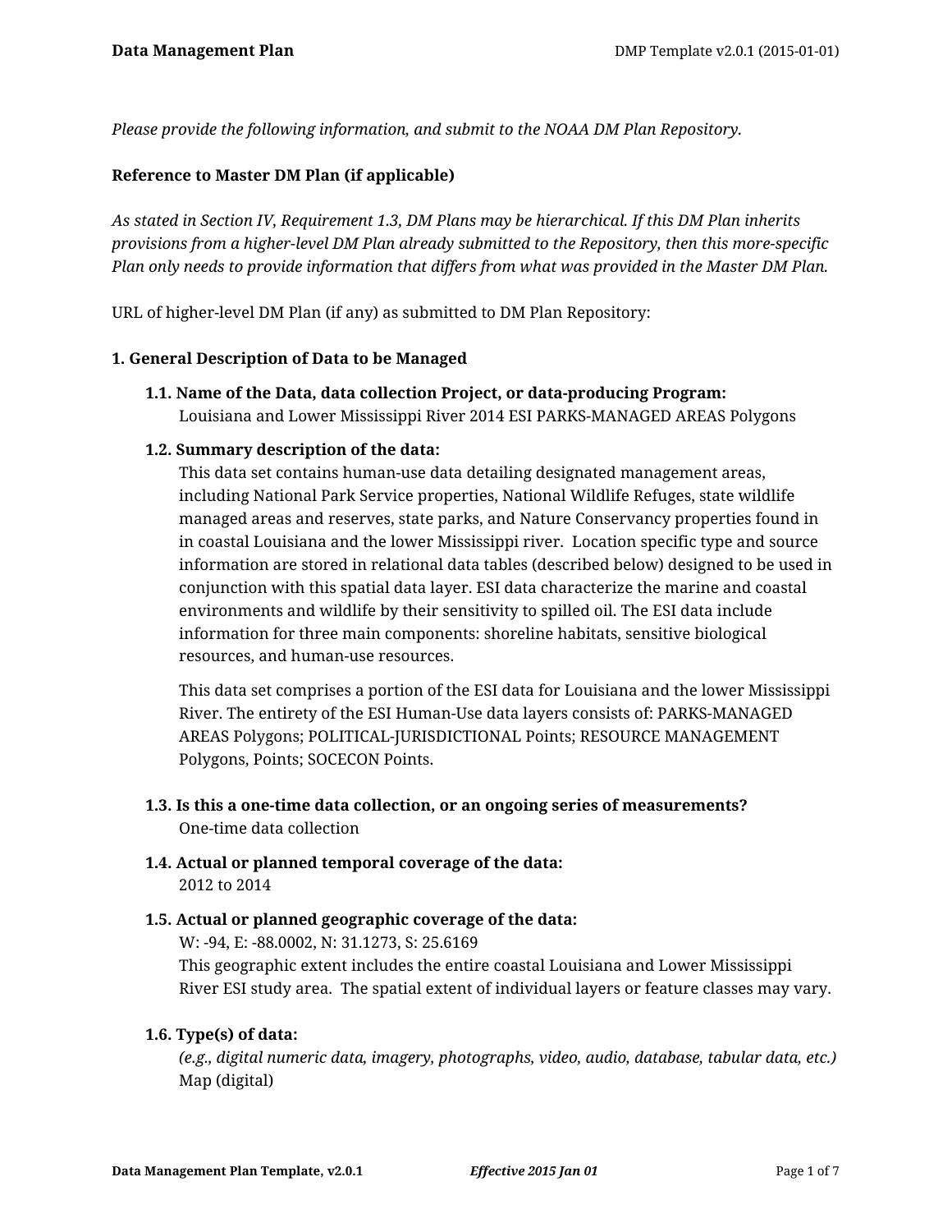*Please provide the following information, and submit to the NOAA DM Plan Repository.*

**Reference to Master DM Plan (if applicable)**

*As stated in Section IV, Requirement 1.3, DM Plans may be hierarchical. If this DM Plan inherits provisions from a higher-level DM Plan already submitted to the Repository, then this more-specific Plan only needs to provide information that differs from what was provided in the Master DM Plan.*

URL of higher-level DM Plan (if any) as submitted to DM Plan Repository:

**1. General Description of Data to be Managed**

**1.1. Name of the Data, data collection Project, or data-producing Program:**
Louisiana and Lower Mississippi River 2014 ESI PARKS-MANAGED AREAS Polygons

**1.2. Summary description of the data:**
This data set contains human-use data detailing designated management areas, including National Park Service properties, National Wildlife Refuges, state wildlife managed areas and reserves, state parks, and Nature Conservancy properties found in in coastal Louisiana and the lower Mississippi river. Location specific type and source information are stored in relational data tables (described below) designed to be used in conjunction with this spatial data layer. ESI data characterize the marine and coastal environments and wildlife by their sensitivity to spilled oil. The ESI data include information for three main components: shoreline habitats, sensitive biological resources, and human-use resources.

This data set comprises a portion of the ESI data for Louisiana and the lower Mississippi River. The entirety of the ESI Human-Use data layers consists of: PARKS-MANAGED AREAS Polygons; POLITICAL-JURISDICTIONAL Points; RESOURCE MANAGEMENT Polygons, Points; SOCECON Points.

**1.3. Is this a one-time data collection, or an ongoing series of measurements?**
One-time data collection

**1.4. Actual or planned temporal coverage of the data:**
2012 to 2014

**1.5. Actual or planned geographic coverage of the data:**
W: -94, E: -88.0002, N: 31.1273, S: 25.6169
This geographic extent includes the entire coastal Louisiana and Lower Mississippi River ESI study area. The spatial extent of individual layers or feature classes may vary.

**1.6. Type(s) of data:**
*(e.g., digital numeric data, imagery, photographs, video, audio, database, tabular data, etc.)*
Map (digital)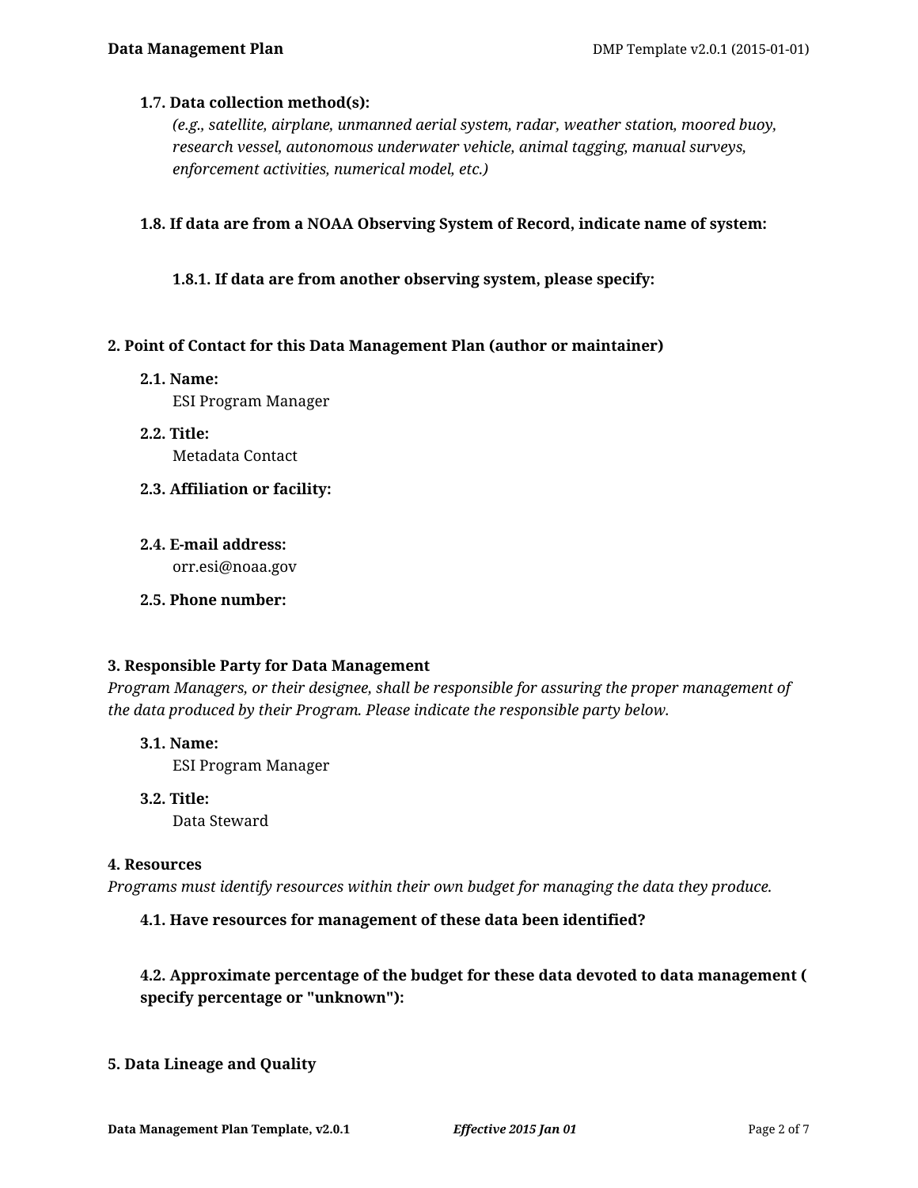**1.7. Data collection method(s):**

*(e.g., satellite, airplane, unmanned aerial system, radar, weather station, moored buoy, research vessel, autonomous underwater vehicle, animal tagging, manual surveys, enforcement activities, numerical model, etc.)*

**1.8. If data are from a NOAA Observing System of Record, indicate name of system:**

**1.8.1. If data are from another observing system, please specify:**

## 2. Point of Contact for this Data Management Plan (author or maintainer)

**2.1. Name:**

ESI Program Manager

**2.2. Title:**

Metadata Contact

**2.3. Affiliation or facility:**

**2.4. E-mail address:**

orr.esi@noaa.gov

**2.5. Phone number:**

## 3. Responsible Party for Data Management

*Program Managers, or their designee, shall be responsible for assuring the proper management of the data produced by their Program. Please indicate the responsible party below.*

**3.1. Name:**

ESI Program Manager

**3.2. Title:**

Data Steward

## 4. Resources

*Programs must identify resources within their own budget for managing the data they produce.*

**4.1. Have resources for management of these data been identified?**

**4.2. Approximate percentage of the budget for these data devoted to data management ( specify percentage or "unknown"):**

## 5. Data Lineage and Quality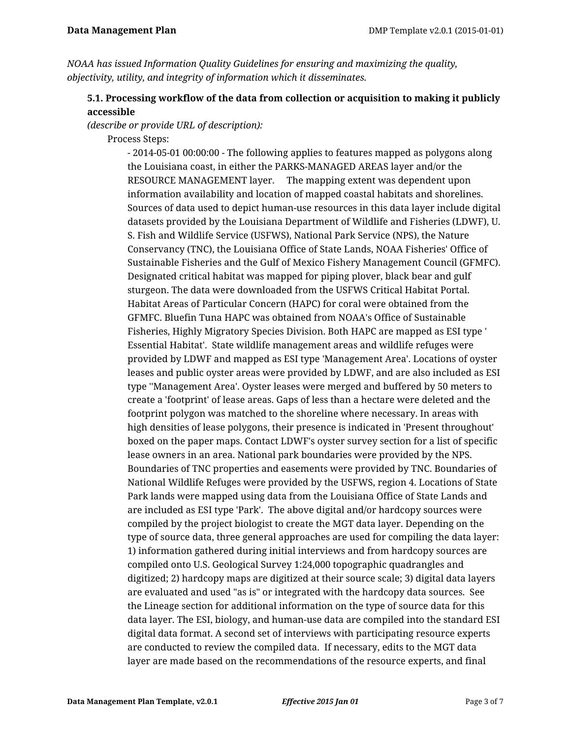*NOAA has issued Information Quality Guidelines for ensuring and maximizing the quality, objectivity, utility, and integrity of information which it disseminates.*

### 5.1. Processing workflow of the data from collection or acquisition to making it publicly accessible

*(describe or provide URL of description):*

Process Steps:

- 2014-05-01 00:00:00 - The following applies to features mapped as polygons along the Louisiana coast, in either the PARKS-MANAGED AREAS layer and/or the RESOURCE MANAGEMENT layer. The mapping extent was dependent upon information availability and location of mapped coastal habitats and shorelines. Sources of data used to depict human-use resources in this data layer include digital datasets provided by the Louisiana Department of Wildlife and Fisheries (LDWF), U. S. Fish and Wildlife Service (USFWS), National Park Service (NPS), the Nature Conservancy (TNC), the Louisiana Office of State Lands, NOAA Fisheries' Office of Sustainable Fisheries and the Gulf of Mexico Fishery Management Council (GFMFC). Designated critical habitat was mapped for piping plover, black bear and gulf sturgeon. The data were downloaded from the USFWS Critical Habitat Portal. Habitat Areas of Particular Concern (HAPC) for coral were obtained from the GFMFC. Bluefin Tuna HAPC was obtained from NOAA's Office of Sustainable Fisheries, Highly Migratory Species Division. Both HAPC are mapped as ESI type ' Essential Habitat'. State wildlife management areas and wildlife refuges were provided by LDWF and mapped as ESI type 'Management Area'. Locations of oyster leases and public oyster areas were provided by LDWF, and are also included as ESI type ''Management Area'. Oyster leases were merged and buffered by 50 meters to create a 'footprint' of lease areas. Gaps of less than a hectare were deleted and the footprint polygon was matched to the shoreline where necessary. In areas with high densities of lease polygons, their presence is indicated in 'Present throughout' boxed on the paper maps. Contact LDWF's oyster survey section for a list of specific lease owners in an area. National park boundaries were provided by the NPS. Boundaries of TNC properties and easements were provided by TNC. Boundaries of National Wildlife Refuges were provided by the USFWS, region 4. Locations of State Park lands were mapped using data from the Louisiana Office of State Lands and are included as ESI type 'Park'. The above digital and/or hardcopy sources were compiled by the project biologist to create the MGT data layer. Depending on the type of source data, three general approaches are used for compiling the data layer: 1) information gathered during initial interviews and from hardcopy sources are compiled onto U.S. Geological Survey 1:24,000 topographic quadrangles and digitized; 2) hardcopy maps are digitized at their source scale; 3) digital data layers are evaluated and used "as is" or integrated with the hardcopy data sources. See the Lineage section for additional information on the type of source data for this data layer. The ESI, biology, and human-use data are compiled into the standard ESI digital data format. A second set of interviews with participating resource experts are conducted to review the compiled data. If necessary, edits to the MGT data layer are made based on the recommendations of the resource experts, and final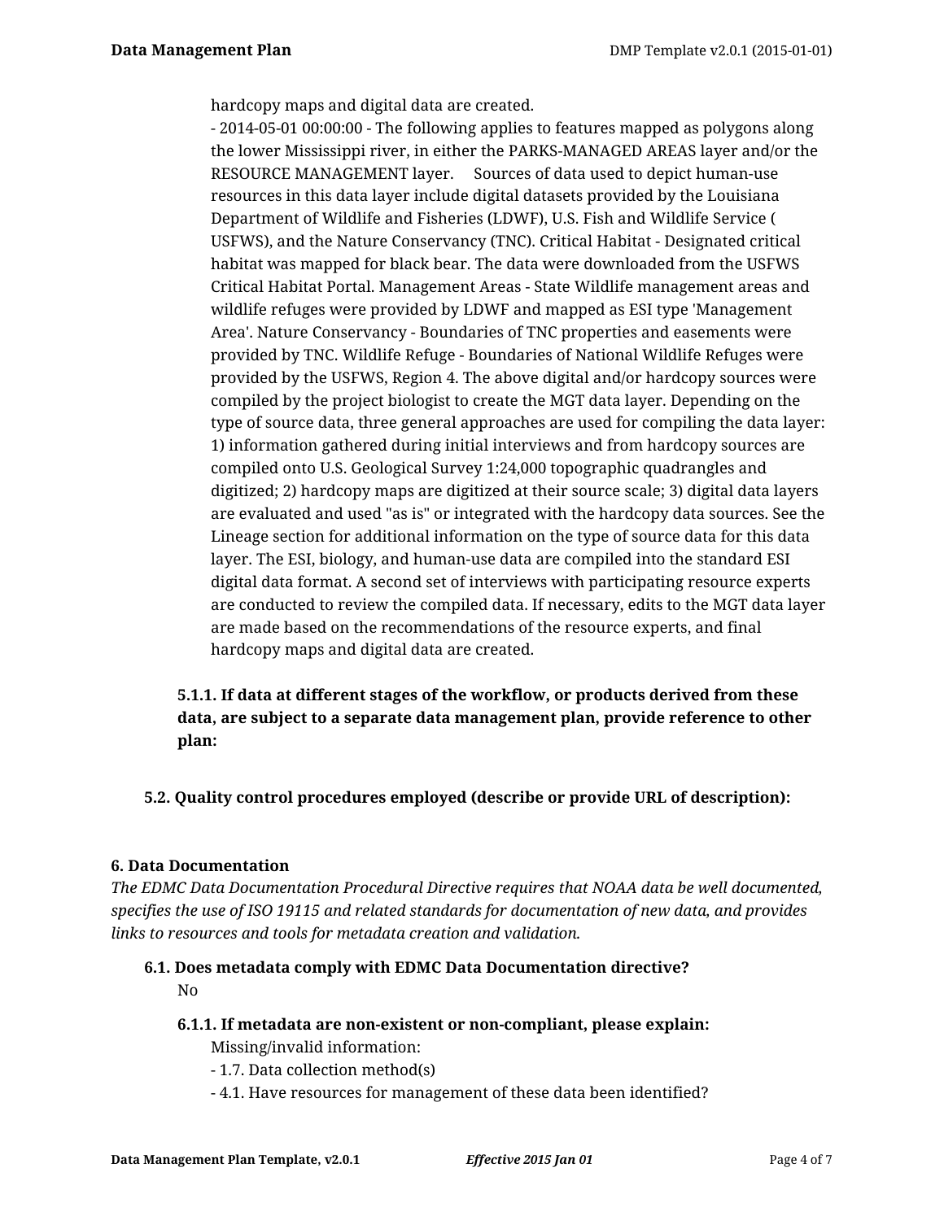hardcopy maps and digital data are created.
- 2014-05-01 00:00:00 - The following applies to features mapped as polygons along the lower Mississippi river, in either the PARKS-MANAGED AREAS layer and/or the RESOURCE MANAGEMENT layer. Sources of data used to depict human-use resources in this data layer include digital datasets provided by the Louisiana Department of Wildlife and Fisheries (LDWF), U.S. Fish and Wildlife Service ( USFWS), and the Nature Conservancy (TNC). Critical Habitat - Designated critical habitat was mapped for black bear. The data were downloaded from the USFWS Critical Habitat Portal. Management Areas - State Wildlife management areas and wildlife refuges were provided by LDWF and mapped as ESI type 'Management Area'. Nature Conservancy - Boundaries of TNC properties and easements were provided by TNC. Wildlife Refuge - Boundaries of National Wildlife Refuges were provided by the USFWS, Region 4. The above digital and/or hardcopy sources were compiled by the project biologist to create the MGT data layer. Depending on the type of source data, three general approaches are used for compiling the data layer: 1) information gathered during initial interviews and from hardcopy sources are compiled onto U.S. Geological Survey 1:24,000 topographic quadrangles and digitized; 2) hardcopy maps are digitized at their source scale; 3) digital data layers are evaluated and used "as is" or integrated with the hardcopy data sources. See the Lineage section for additional information on the type of source data for this data layer. The ESI, biology, and human-use data are compiled into the standard ESI digital data format. A second set of interviews with participating resource experts are conducted to review the compiled data. If necessary, edits to the MGT data layer are made based on the recommendations of the resource experts, and final hardcopy maps and digital data are created.

**5.1.1. If data at different stages of the workflow, or products derived from these data, are subject to a separate data management plan, provide reference to other plan:**

**5.2. Quality control procedures employed (describe or provide URL of description):**

## 6. Data Documentation

*The EDMC Data Documentation Procedural Directive requires that NOAA data be well documented, specifies the use of ISO 19115 and related standards for documentation of new data, and provides links to resources and tools for metadata creation and validation.*

**6.1. Does metadata comply with EDMC Data Documentation directive?**

No

**6.1.1. If metadata are non-existent or non-compliant, please explain:**

Missing/invalid information:
- 1.7. Data collection method(s)
- 4.1. Have resources for management of these data been identified?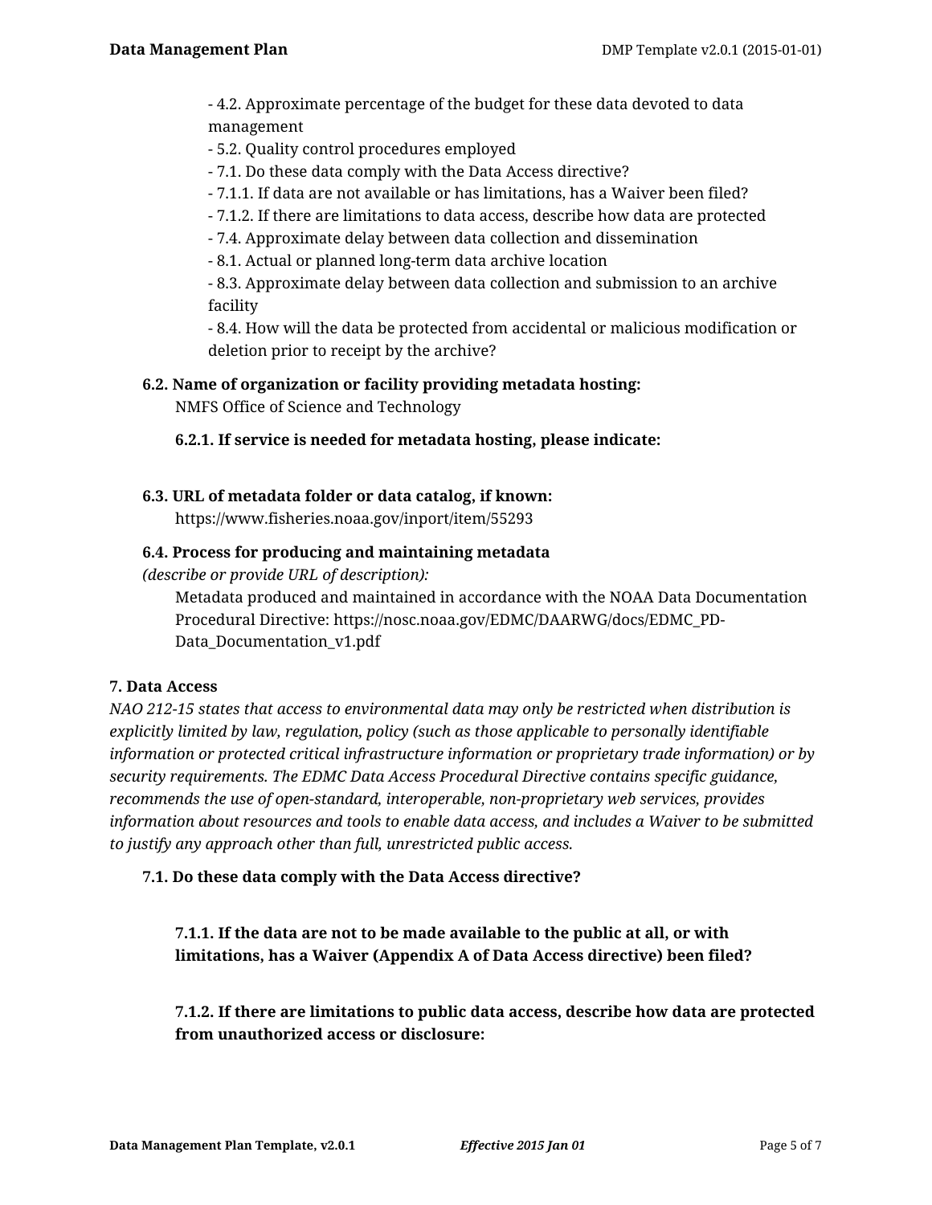- 4.2. Approximate percentage of the budget for these data devoted to data management
- 5.2. Quality control procedures employed
- 7.1. Do these data comply with the Data Access directive?
- 7.1.1. If data are not available or has limitations, has a Waiver been filed?
- 7.1.2. If there are limitations to data access, describe how data are protected
- 7.4. Approximate delay between data collection and dissemination
- 8.1. Actual or planned long-term data archive location
- 8.3. Approximate delay between data collection and submission to an archive facility
- 8.4. How will the data be protected from accidental or malicious modification or deletion prior to receipt by the archive?

**6.2. Name of organization or facility providing metadata hosting:**

NMFS Office of Science and Technology

**6.2.1. If service is needed for metadata hosting, please indicate:**

**6.3. URL of metadata folder or data catalog, if known:**

https://www.fisheries.noaa.gov/inport/item/55293

**6.4. Process for producing and maintaining metadata**
*(describe or provide URL of description):*

Metadata produced and maintained in accordance with the NOAA Data Documentation Procedural Directive: https://nosc.noaa.gov/EDMC/DAARWG/docs/EDMC_PD-Data_Documentation_v1.pdf

**7. Data Access**

*NAO 212-15 states that access to environmental data may only be restricted when distribution is explicitly limited by law, regulation, policy (such as those applicable to personally identifiable information or protected critical infrastructure information or proprietary trade information) or by security requirements. The EDMC Data Access Procedural Directive contains specific guidance, recommends the use of open-standard, interoperable, non-proprietary web services, provides information about resources and tools to enable data access, and includes a Waiver to be submitted to justify any approach other than full, unrestricted public access.*

**7.1. Do these data comply with the Data Access directive?**

**7.1.1. If the data are not to be made available to the public at all, or with limitations, has a Waiver (Appendix A of Data Access directive) been filed?**

**7.1.2. If there are limitations to public data access, describe how data are protected from unauthorized access or disclosure:**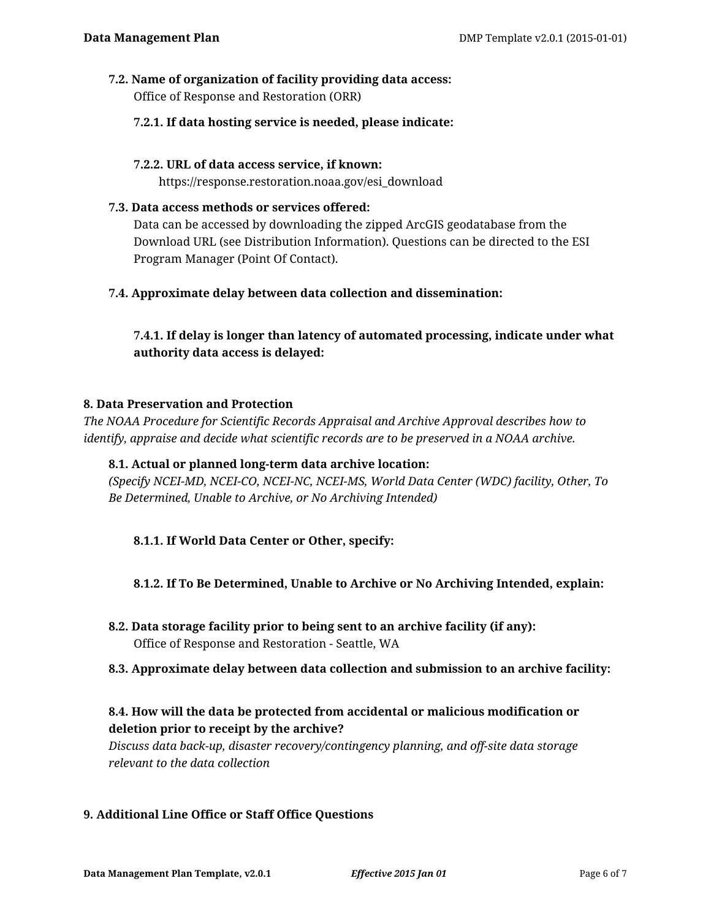### 7.2. Name of organization of facility providing data access:

Office of Response and Restoration (ORR)

#### 7.2.1. If data hosting service is needed, please indicate:

#### 7.2.2. URL of data access service, if known:

https://response.restoration.noaa.gov/esi_download

### 7.3. Data access methods or services offered:

Data can be accessed by downloading the zipped ArcGIS geodatabase from the Download URL (see Distribution Information). Questions can be directed to the ESI Program Manager (Point Of Contact).

### 7.4. Approximate delay between data collection and dissemination:

#### 7.4.1. If delay is longer than latency of automated processing, indicate under what authority data access is delayed:

## 8. Data Preservation and Protection

*The NOAA Procedure for Scientific Records Appraisal and Archive Approval describes how to identify, appraise and decide what scientific records are to be preserved in a NOAA archive.*

### 8.1. Actual or planned long-term data archive location:

*(Specify NCEI-MD, NCEI-CO, NCEI-NC, NCEI-MS, World Data Center (WDC) facility, Other, To Be Determined, Unable to Archive, or No Archiving Intended)*

#### 8.1.1. If World Data Center or Other, specify:

#### 8.1.2. If To Be Determined, Unable to Archive or No Archiving Intended, explain:

### 8.2. Data storage facility prior to being sent to an archive facility (if any):

Office of Response and Restoration - Seattle, WA

### 8.3. Approximate delay between data collection and submission to an archive facility:

### 8.4. How will the data be protected from accidental or malicious modification or deletion prior to receipt by the archive?

*Discuss data back-up, disaster recovery/contingency planning, and off-site data storage relevant to the data collection*

## 9. Additional Line Office or Staff Office Questions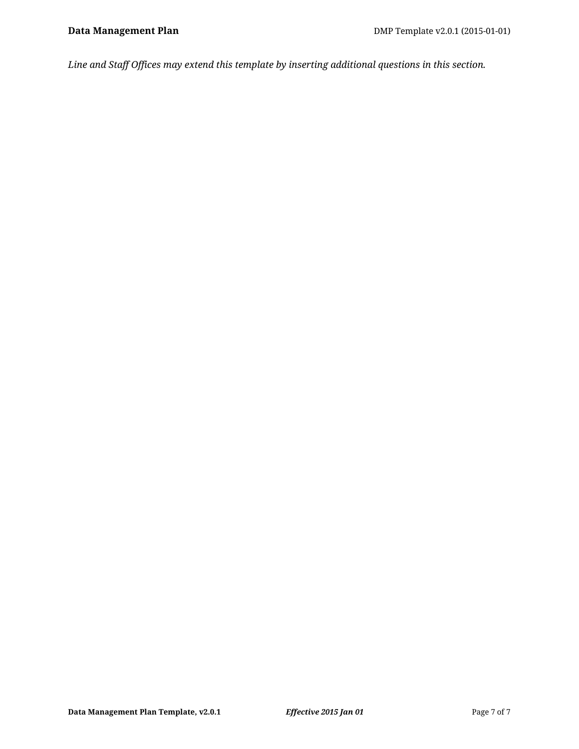*Line and Staff Offices may extend this template by inserting additional questions in this section.*